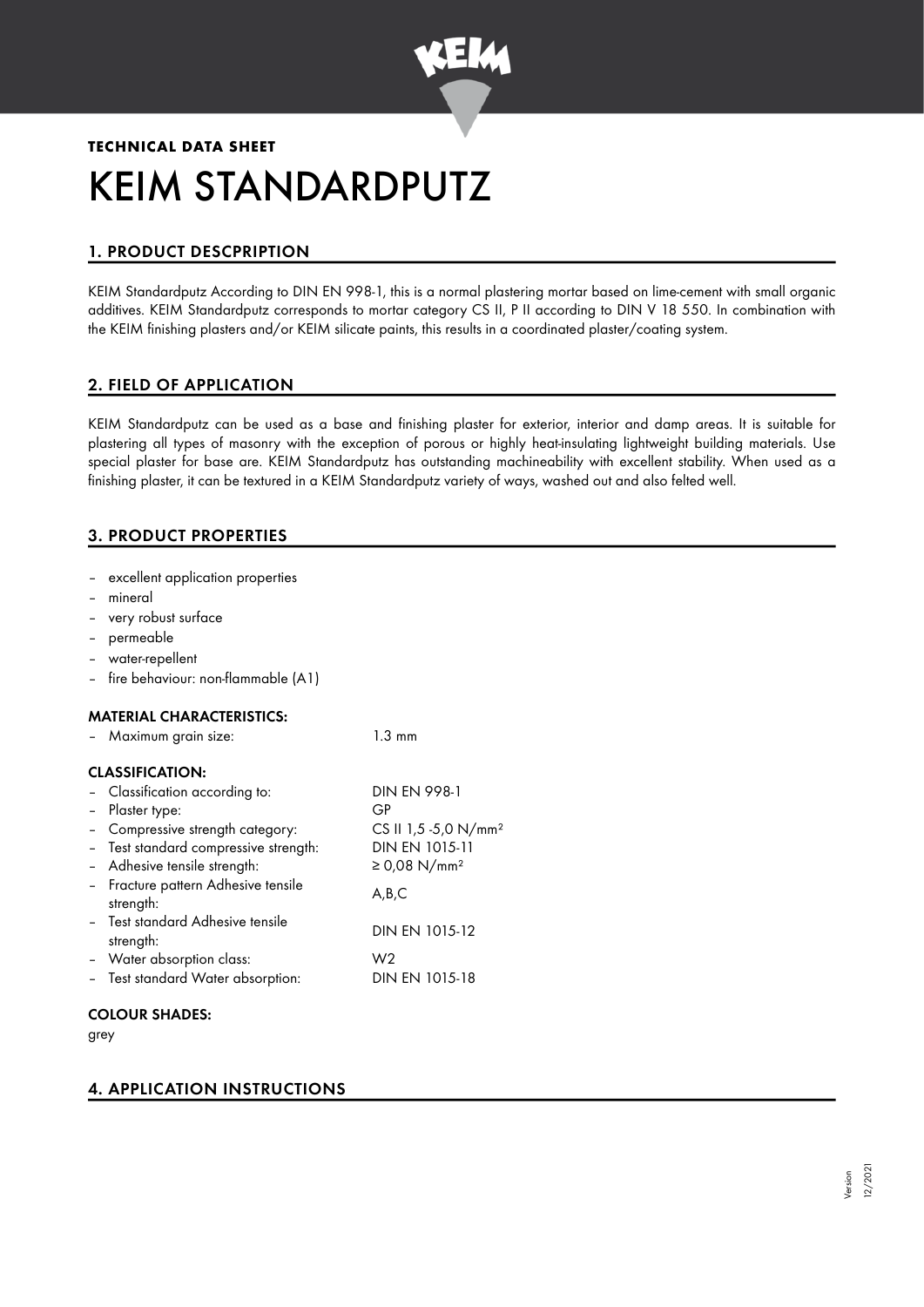**TECHNICAL DATA SHEET**

# KEIM STANDARDPUTZ

## 1. PRODUCT DESCPRIPTION

KEIM Standardputz According to DIN EN 998-1, this is a normal plastering mortar based on lime-cement with small organic additives. KEIM Standardputz corresponds to mortar category CS II, P II according to DIN V 18 550. In combination with the KEIM finishing plasters and/or KEIM silicate paints, this results in a coordinated plaster/coating system.

## 2. FIELD OF APPLICATION

KEIM Standardputz can be used as a base and finishing plaster for exterior, interior and damp areas. It is suitable for plastering all types of masonry with the exception of porous or highly heat-insulating lightweight building materials. Use special plaster for base are. KEIM Standardputz has outstanding machineability with excellent stability. When used as a finishing plaster, it can be textured in a KEIM Standardputz variety of ways, washed out and also felted well.

## 3. PRODUCT PROPERTIES

- excellent application properties
- mineral
- very robust surface
- permeable
- water-repellent
- fire behaviour: non-flammable (A1)

### MATERIAL CHARACTERISTICS:

| | |
|---|---|
| – Maximum grain size: | 1.3 mm |

### CLASSIFICATION:

| | |
|---|---|
| – Classification according to: | DIN EN 998-1 |
| – Plaster type: | GP |
| – Compressive strength category: | CS II 1,5 -5,0 N/mm² |
| – Test standard compressive strength: | DIN EN 1015-11 |
| – Adhesive tensile strength: | ≥ 0,08 N/mm² |
| – Fracture pattern Adhesive tensile strength: | A,B,C |
| – Test standard Adhesive tensile strength: | DIN EN 1015-12 |
| – Water absorption class: | W2 |
| – Test standard Water absorption: | DIN EN 1015-18 |

### COLOUR SHADES:

grey

## 4. APPLICATION INSTRUCTIONS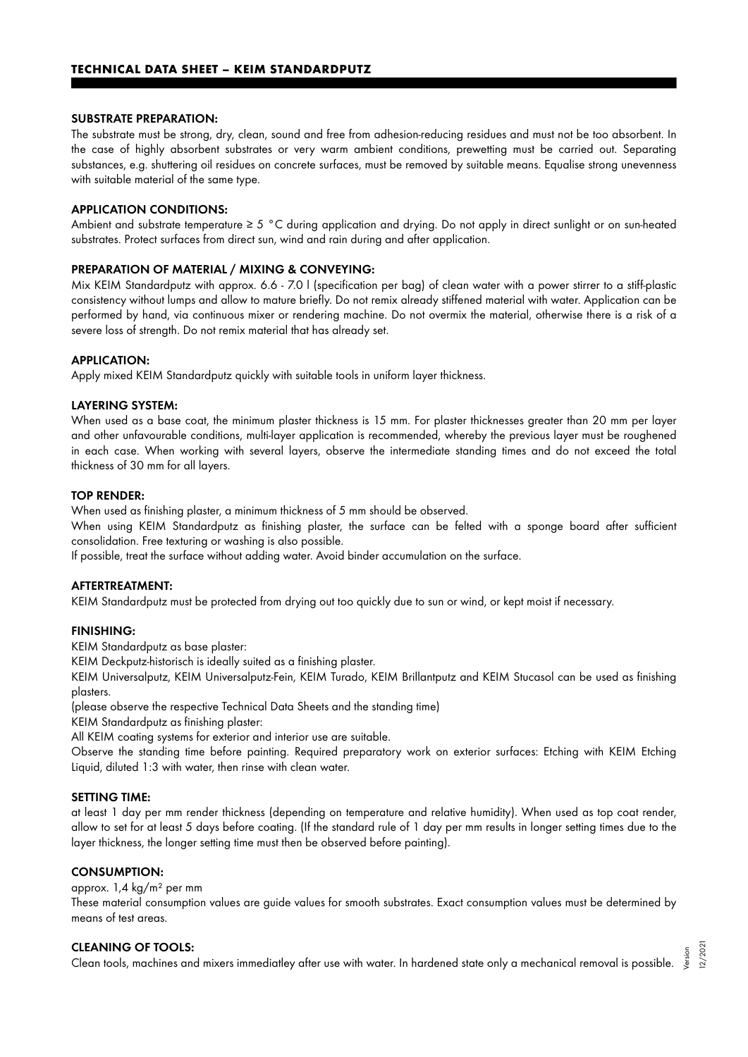## SUBSTRATE PREPARATION:

The substrate must be strong, dry, clean, sound and free from adhesion-reducing residues and must not be too absorbent. In the case of highly absorbent substrates or very warm ambient conditions, prewetting must be carried out. Separating substances, e.g. shuttering oil residues on concrete surfaces, must be removed by suitable means. Equalise strong unevenness with suitable material of the same type.

## APPLICATION CONDITIONS:

Ambient and substrate temperature ≥ 5 °C during application and drying. Do not apply in direct sunlight or on sun-heated substrates. Protect surfaces from direct sun, wind and rain during and after application.

## PREPARATION OF MATERIAL / MIXING & CONVEYING:

Mix KEIM Standardputz with approx. 6.6 - 7.0 l (specification per bag) of clean water with a power stirrer to a stiff-plastic consistency without lumps and allow to mature briefly. Do not remix already stiffened material with water. Application can be performed by hand, via continuous mixer or rendering machine. Do not overmix the material, otherwise there is a risk of a severe loss of strength. Do not remix material that has already set.

## APPLICATION:

Apply mixed KEIM Standardputz quickly with suitable tools in uniform layer thickness.

## LAYERING SYSTEM:

When used as a base coat, the minimum plaster thickness is 15 mm. For plaster thicknesses greater than 20 mm per layer and other unfavourable conditions, multi-layer application is recommended, whereby the previous layer must be roughened in each case. When working with several layers, observe the intermediate standing times and do not exceed the total thickness of 30 mm for all layers.

## TOP RENDER:

When used as finishing plaster, a minimum thickness of 5 mm should be observed.

When using KEIM Standardputz as finishing plaster, the surface can be felted with a sponge board after sufficient consolidation. Free texturing or washing is also possible.

If possible, treat the surface without adding water. Avoid binder accumulation on the surface.

## AFTERTREATMENT:

KEIM Standardputz must be protected from drying out too quickly due to sun or wind, or kept moist if necessary.

## FINISHING:

KEIM Standardputz as base plaster:

KEIM Deckputz-historisch is ideally suited as a finishing plaster.

KEIM Universalputz, KEIM Universalputz-Fein, KEIM Turado, KEIM Brillantputz and KEIM Stucasol can be used as finishing plasters.

(please observe the respective Technical Data Sheets and the standing time)

KEIM Standardputz as finishing plaster:

All KEIM coating systems for exterior and interior use are suitable.

Observe the standing time before painting. Required preparatory work on exterior surfaces: Etching with KEIM Etching Liquid, diluted 1:3 with water, then rinse with clean water.

## SETTING TIME:

at least 1 day per mm render thickness (depending on temperature and relative humidity). When used as top coat render, allow to set for at least 5 days before coating. (If the standard rule of 1 day per mm results in longer setting times due to the layer thickness, the longer setting time must then be observed before painting).

## CONSUMPTION:

approx. 1,4 kg/m² per mm

These material consumption values are guide values for smooth substrates. Exact consumption values must be determined by means of test areas.

## CLEANING OF TOOLS:

Clean tools, machines and mixers immediatley after use with water. In hardened state only a mechanical removal is possible.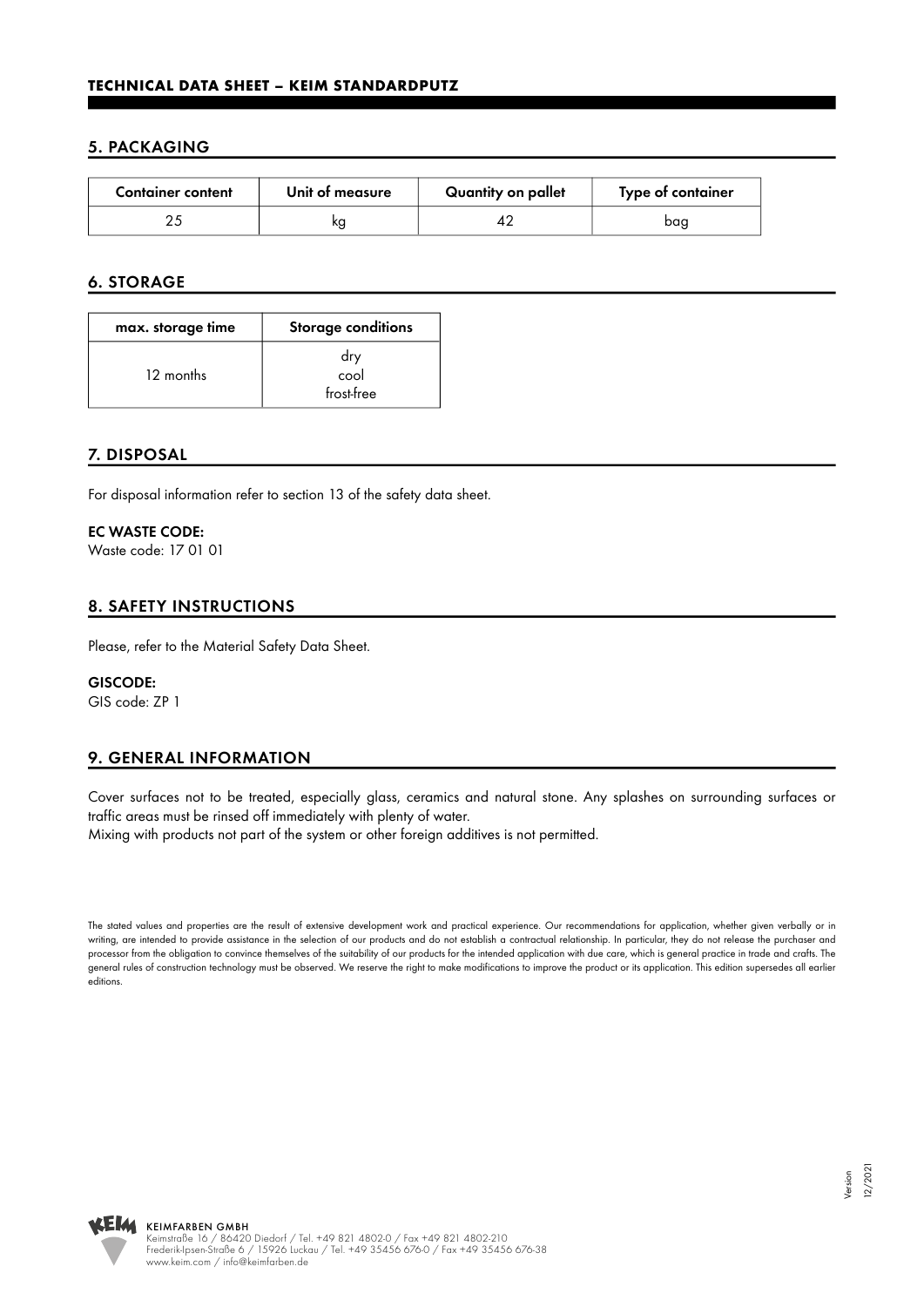## 5. PACKAGING

| Container content | Unit of measure | Quantity on pallet | Type of container |
|---|---|---|---|
| 25 | kg | 42 | bag |

## 6. STORAGE

| max. storage time | Storage conditions |
|---|---|
| 12 months | dry<br>cool<br>frost-free |

## 7. DISPOSAL

For disposal information refer to section 13 of the safety data sheet.

**EC WASTE CODE:**
Waste code: 17 01 01

## 8. SAFETY INSTRUCTIONS

Please, refer to the Material Safety Data Sheet.

**GISCODE:**
GIS code: ZP 1

## 9. GENERAL INFORMATION

Cover surfaces not to be treated, especially glass, ceramics and natural stone. Any splashes on surrounding surfaces or traffic areas must be rinsed off immediately with plenty of water.
Mixing with products not part of the system or other foreign additives is not permitted.

The stated values and properties are the result of extensive development work and practical experience. Our recommendations for application, whether given verbally or in writing, are intended to provide assistance in the selection of our products and do not establish a contractual relationship. In particular, they do not release the purchaser and processor from the obligation to convince themselves of the suitability of our products for the intended application with due care, which is general practice in trade and crafts. The general rules of construction technology must be observed. We reserve the right to make modifications to improve the product or its application. This edition supersedes all earlier editions.

KEIMFARBEN GMBH
Keimstraße 16 / 86420 Diedorf / Tel. +49 821 4802-0 / Fax +49 821 4802-210
Frederik-Ipsen-Straße 6 / 15926 Luckau / Tel. +49 35456 676-0 / Fax +49 35456 676-38
www.keim.com / info@keimfarben.de

Version 12/2021